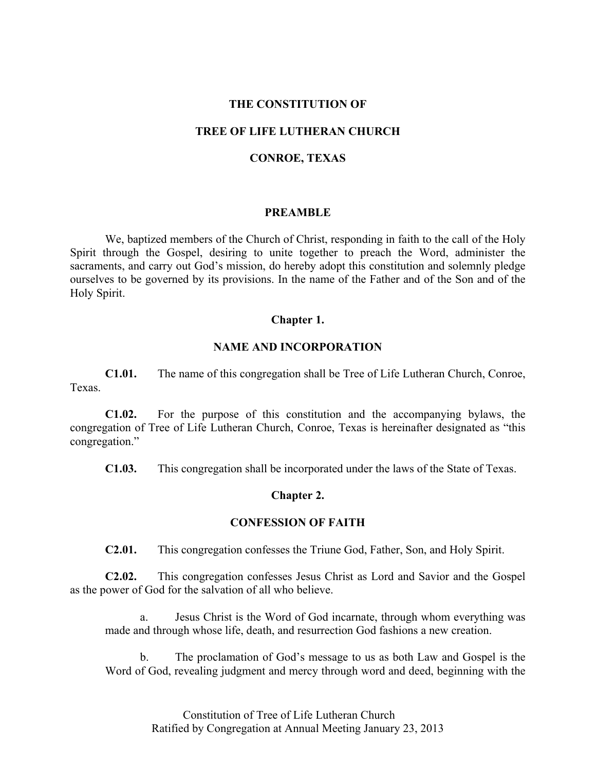# THE CONSTITUTION OF

# TREE OF LIFE LUTHERAN CHURCH

# CONROE, TEXAS

## PREAMBLE

We, baptized members of the Church of Christ, responding in faith to the call of the Holy Spirit through the Gospel, desiring to unite together to preach the Word, administer the sacraments, and carry out God's mission, do hereby adopt this constitution and solemnly pledge ourselves to be governed by its provisions. In the name of the Father and of the Son and of the Holy Spirit.

## Chapter 1.

## NAME AND INCORPORATION

**C1.01.** The name of this congregation shall be Tree of Life Lutheran Church, Conroe, Texas.

**C1.02.** For the purpose of this constitution and the accompanying bylaws, the congregation of Tree of Life Lutheran Church, Conroe, Texas is hereinafter designated as "this congregation."

**C1.03.** This congregation shall be incorporated under the laws of the State of Texas.

## Chapter 2.

## CONFESSION OF FAITH

**C2.01.** This congregation confesses the Triune God, Father, Son, and Holy Spirit.

**C2.02.** This congregation confesses Jesus Christ as Lord and Savior and the Gospel as the power of God for the salvation of all who believe.

a. Jesus Christ is the Word of God incarnate, through whom everything was made and through whose life, death, and resurrection God fashions a new creation.

b. The proclamation of God's message to us as both Law and Gospel is the Word of God, revealing judgment and mercy through word and deed, beginning with the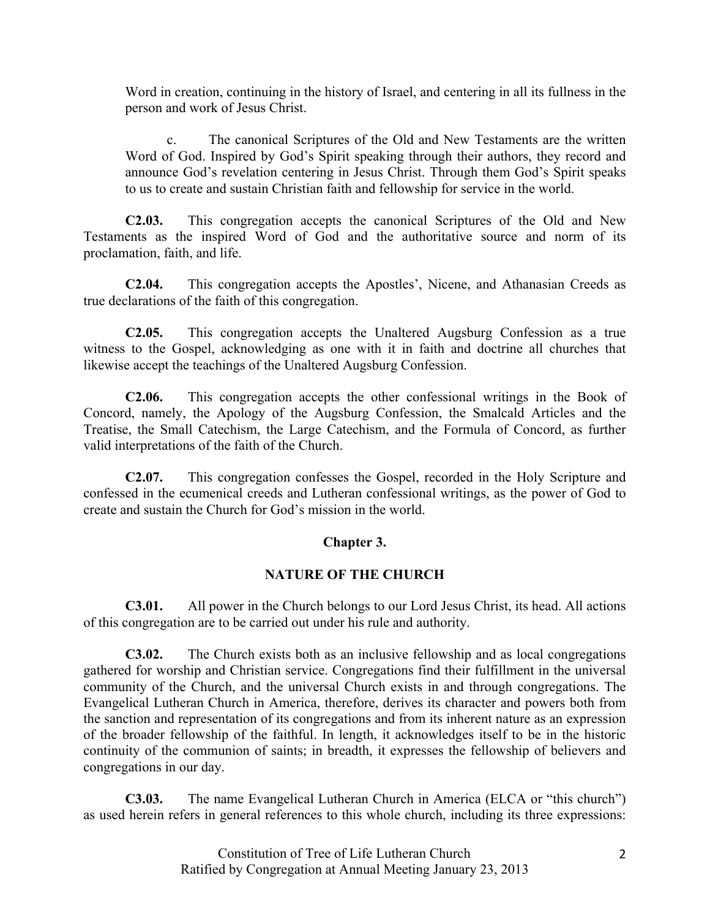Word in creation, continuing in the history of Israel, and centering in all its fullness in the person and work of Jesus Christ.

c. The canonical Scriptures of the Old and New Testaments are the written Word of God. Inspired by God's Spirit speaking through their authors, they record and announce God's revelation centering in Jesus Christ. Through them God's Spirit speaks to us to create and sustain Christian faith and fellowship for service in the world.

**C2.03.** This congregation accepts the canonical Scriptures of the Old and New Testaments as the inspired Word of God and the authoritative source and norm of its proclamation, faith, and life.

**C2.04.** This congregation accepts the Apostles', Nicene, and Athanasian Creeds as true declarations of the faith of this congregation.

**C2.05.** This congregation accepts the Unaltered Augsburg Confession as a true witness to the Gospel, acknowledging as one with it in faith and doctrine all churches that likewise accept the teachings of the Unaltered Augsburg Confession.

**C2.06.** This congregation accepts the other confessional writings in the Book of Concord, namely, the Apology of the Augsburg Confession, the Smalcald Articles and the Treatise, the Small Catechism, the Large Catechism, and the Formula of Concord, as further valid interpretations of the faith of the Church.

**C2.07.** This congregation confesses the Gospel, recorded in the Holy Scripture and confessed in the ecumenical creeds and Lutheran confessional writings, as the power of God to create and sustain the Church for God's mission in the world.

## Chapter 3.

## NATURE OF THE CHURCH

**C3.01.** All power in the Church belongs to our Lord Jesus Christ, its head. All actions of this congregation are to be carried out under his rule and authority.

**C3.02.** The Church exists both as an inclusive fellowship and as local congregations gathered for worship and Christian service. Congregations find their fulfillment in the universal community of the Church, and the universal Church exists in and through congregations. The Evangelical Lutheran Church in America, therefore, derives its character and powers both from the sanction and representation of its congregations and from its inherent nature as an expression of the broader fellowship of the faithful. In length, it acknowledges itself to be in the historic continuity of the communion of saints; in breadth, it expresses the fellowship of believers and congregations in our day.

**C3.03.** The name Evangelical Lutheran Church in America (ELCA or "this church") as used herein refers in general references to this whole church, including its three expressions: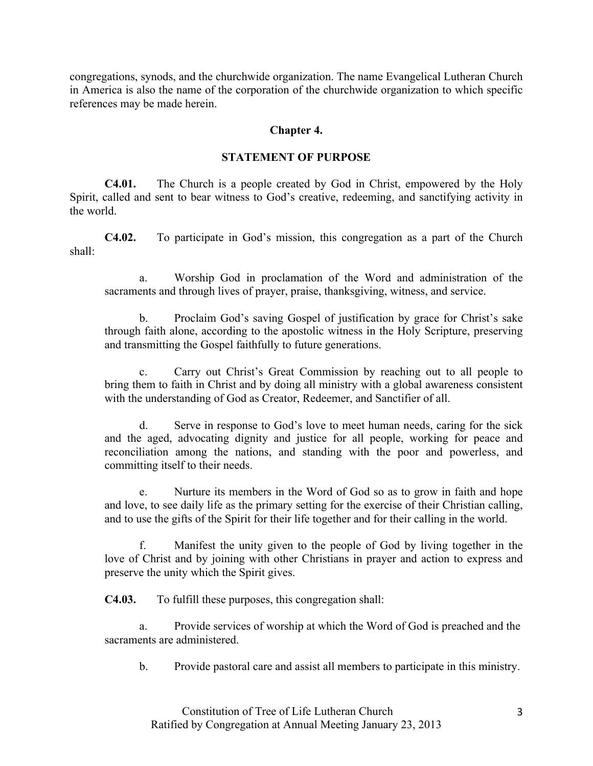congregations, synods, and the churchwide organization. The name Evangelical Lutheran Church in America is also the name of the corporation of the churchwide organization to which specific references may be made herein.

## Chapter 4.

## STATEMENT OF PURPOSE

**C4.01.** The Church is a people created by God in Christ, empowered by the Holy Spirit, called and sent to bear witness to God's creative, redeeming, and sanctifying activity in the world.

**C4.02.** To participate in God's mission, this congregation as a part of the Church shall:

a. Worship God in proclamation of the Word and administration of the sacraments and through lives of prayer, praise, thanksgiving, witness, and service.

b. Proclaim God's saving Gospel of justification by grace for Christ's sake through faith alone, according to the apostolic witness in the Holy Scripture, preserving and transmitting the Gospel faithfully to future generations.

c. Carry out Christ's Great Commission by reaching out to all people to bring them to faith in Christ and by doing all ministry with a global awareness consistent with the understanding of God as Creator, Redeemer, and Sanctifier of all.

d. Serve in response to God's love to meet human needs, caring for the sick and the aged, advocating dignity and justice for all people, working for peace and reconciliation among the nations, and standing with the poor and powerless, and committing itself to their needs.

e. Nurture its members in the Word of God so as to grow in faith and hope and love, to see daily life as the primary setting for the exercise of their Christian calling, and to use the gifts of the Spirit for their life together and for their calling in the world.

f. Manifest the unity given to the people of God by living together in the love of Christ and by joining with other Christians in prayer and action to express and preserve the unity which the Spirit gives.

**C4.03.** To fulfill these purposes, this congregation shall:

a. Provide services of worship at which the Word of God is preached and the sacraments are administered.

b. Provide pastoral care and assist all members to participate in this ministry.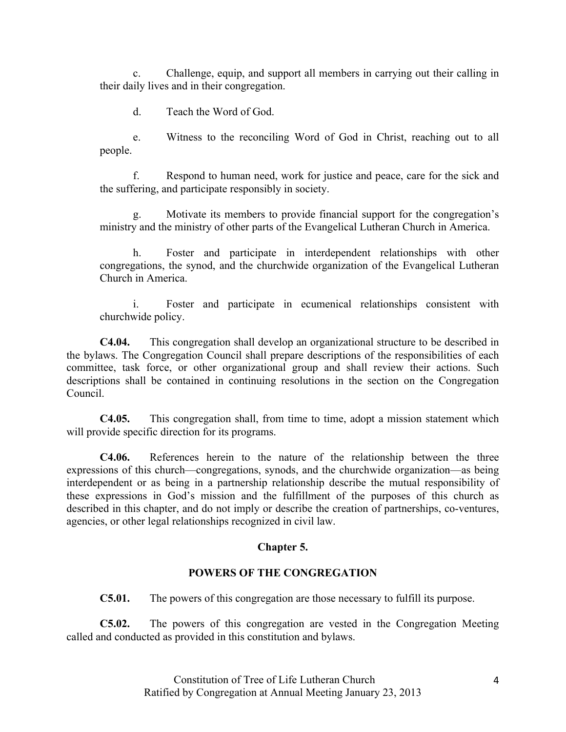c. Challenge, equip, and support all members in carrying out their calling in their daily lives and in their congregation.

d. Teach the Word of God.

e. Witness to the reconciling Word of God in Christ, reaching out to all people.

f. Respond to human need, work for justice and peace, care for the sick and the suffering, and participate responsibly in society.

g. Motivate its members to provide financial support for the congregation's ministry and the ministry of other parts of the Evangelical Lutheran Church in America.

h. Foster and participate in interdependent relationships with other congregations, the synod, and the churchwide organization of the Evangelical Lutheran Church in America.

i. Foster and participate in ecumenical relationships consistent with churchwide policy.

**C4.04.** This congregation shall develop an organizational structure to be described in the bylaws. The Congregation Council shall prepare descriptions of the responsibilities of each committee, task force, or other organizational group and shall review their actions. Such descriptions shall be contained in continuing resolutions in the section on the Congregation Council.

**C4.05.** This congregation shall, from time to time, adopt a mission statement which will provide specific direction for its programs.

**C4.06.** References herein to the nature of the relationship between the three expressions of this church—congregations, synods, and the churchwide organization—as being interdependent or as being in a partnership relationship describe the mutual responsibility of these expressions in God's mission and the fulfillment of the purposes of this church as described in this chapter, and do not imply or describe the creation of partnerships, co-ventures, agencies, or other legal relationships recognized in civil law.

## Chapter 5.

## POWERS OF THE CONGREGATION

**C5.01.** The powers of this congregation are those necessary to fulfill its purpose.

**C5.02.** The powers of this congregation are vested in the Congregation Meeting called and conducted as provided in this constitution and bylaws.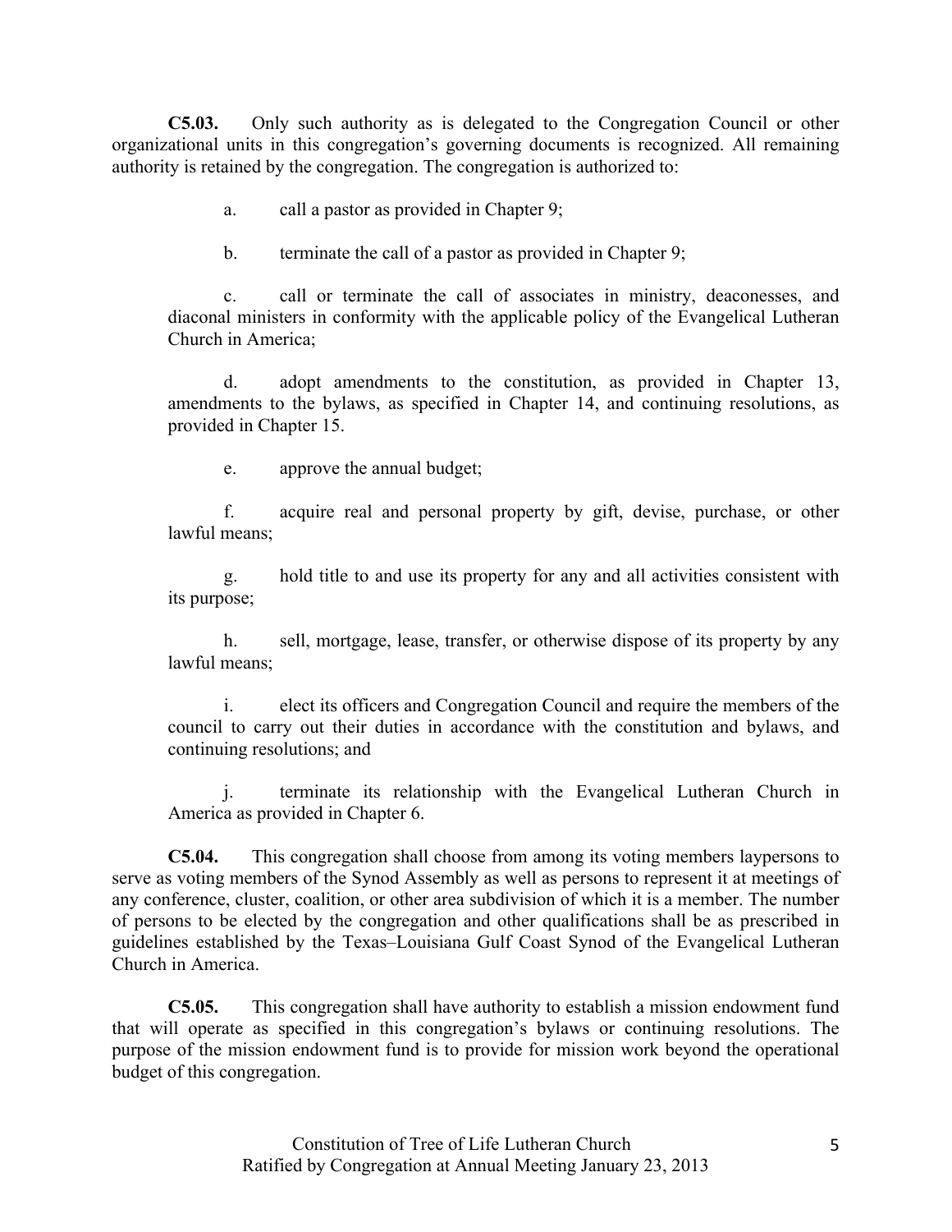**C5.03.** Only such authority as is delegated to the Congregation Council or other organizational units in this congregation's governing documents is recognized. All remaining authority is retained by the congregation. The congregation is authorized to:

a. call a pastor as provided in Chapter 9;

b. terminate the call of a pastor as provided in Chapter 9;

c. call or terminate the call of associates in ministry, deaconesses, and diaconal ministers in conformity with the applicable policy of the Evangelical Lutheran Church in America;

d. adopt amendments to the constitution, as provided in Chapter 13, amendments to the bylaws, as specified in Chapter 14, and continuing resolutions, as provided in Chapter 15.

e. approve the annual budget;

f. acquire real and personal property by gift, devise, purchase, or other lawful means;

g. hold title to and use its property for any and all activities consistent with its purpose;

h. sell, mortgage, lease, transfer, or otherwise dispose of its property by any lawful means;

i. elect its officers and Congregation Council and require the members of the council to carry out their duties in accordance with the constitution and bylaws, and continuing resolutions; and

j. terminate its relationship with the Evangelical Lutheran Church in America as provided in Chapter 6.

**C5.04.** This congregation shall choose from among its voting members laypersons to serve as voting members of the Synod Assembly as well as persons to represent it at meetings of any conference, cluster, coalition, or other area subdivision of which it is a member. The number of persons to be elected by the congregation and other qualifications shall be as prescribed in guidelines established by the Texas–Louisiana Gulf Coast Synod of the Evangelical Lutheran Church in America.

**C5.05.** This congregation shall have authority to establish a mission endowment fund that will operate as specified in this congregation's bylaws or continuing resolutions. The purpose of the mission endowment fund is to provide for mission work beyond the operational budget of this congregation.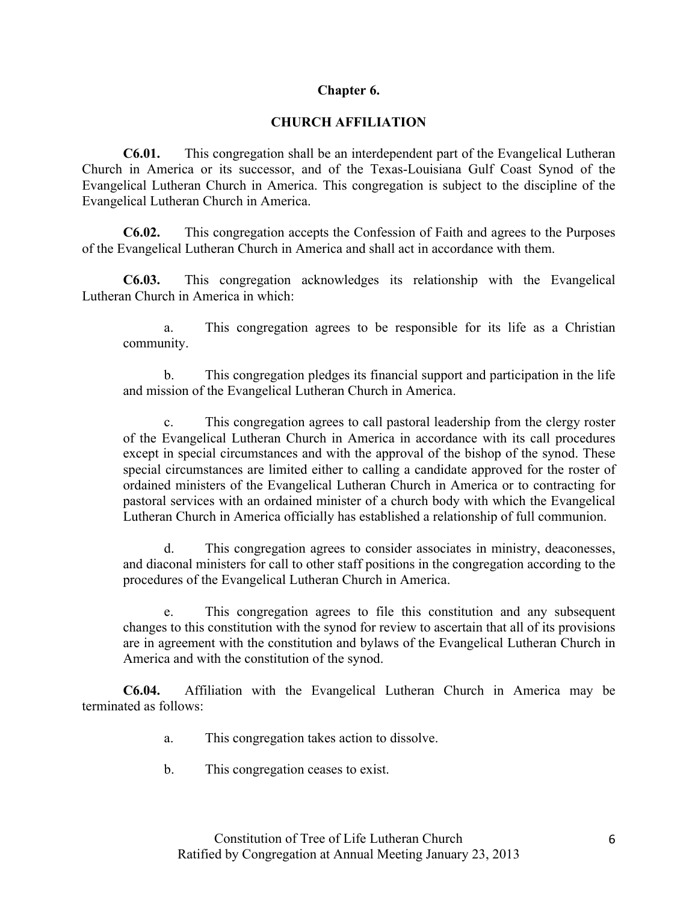## Chapter 6.

## CHURCH AFFILIATION

**C6.01.** This congregation shall be an interdependent part of the Evangelical Lutheran Church in America or its successor, and of the Texas-Louisiana Gulf Coast Synod of the Evangelical Lutheran Church in America. This congregation is subject to the discipline of the Evangelical Lutheran Church in America.

**C6.02.** This congregation accepts the Confession of Faith and agrees to the Purposes of the Evangelical Lutheran Church in America and shall act in accordance with them.

**C6.03.** This congregation acknowledges its relationship with the Evangelical Lutheran Church in America in which:

a. This congregation agrees to be responsible for its life as a Christian community.

b. This congregation pledges its financial support and participation in the life and mission of the Evangelical Lutheran Church in America.

c. This congregation agrees to call pastoral leadership from the clergy roster of the Evangelical Lutheran Church in America in accordance with its call procedures except in special circumstances and with the approval of the bishop of the synod. These special circumstances are limited either to calling a candidate approved for the roster of ordained ministers of the Evangelical Lutheran Church in America or to contracting for pastoral services with an ordained minister of a church body with which the Evangelical Lutheran Church in America officially has established a relationship of full communion.

d. This congregation agrees to consider associates in ministry, deaconesses, and diaconal ministers for call to other staff positions in the congregation according to the procedures of the Evangelical Lutheran Church in America.

e. This congregation agrees to file this constitution and any subsequent changes to this constitution with the synod for review to ascertain that all of its provisions are in agreement with the constitution and bylaws of the Evangelical Lutheran Church in America and with the constitution of the synod.

**C6.04.** Affiliation with the Evangelical Lutheran Church in America may be terminated as follows:

a. This congregation takes action to dissolve.

b. This congregation ceases to exist.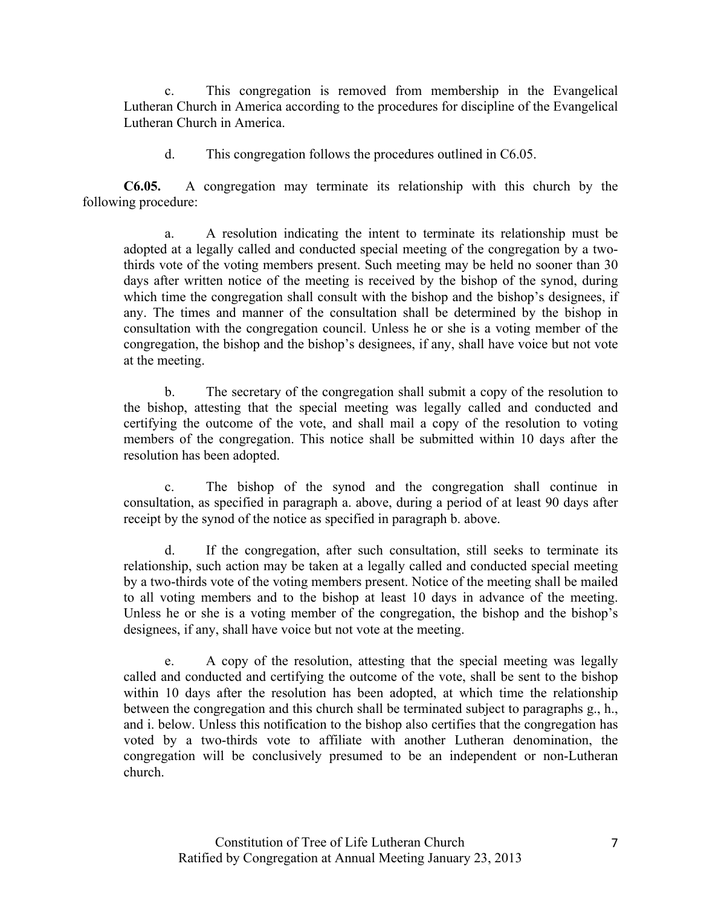c. This congregation is removed from membership in the Evangelical Lutheran Church in America according to the procedures for discipline of the Evangelical Lutheran Church in America.

d. This congregation follows the procedures outlined in C6.05.

**C6.05.** A congregation may terminate its relationship with this church by the following procedure:

a. A resolution indicating the intent to terminate its relationship must be adopted at a legally called and conducted special meeting of the congregation by a two-thirds vote of the voting members present. Such meeting may be held no sooner than 30 days after written notice of the meeting is received by the bishop of the synod, during which time the congregation shall consult with the bishop and the bishop's designees, if any. The times and manner of the consultation shall be determined by the bishop in consultation with the congregation council. Unless he or she is a voting member of the congregation, the bishop and the bishop's designees, if any, shall have voice but not vote at the meeting.

b. The secretary of the congregation shall submit a copy of the resolution to the bishop, attesting that the special meeting was legally called and conducted and certifying the outcome of the vote, and shall mail a copy of the resolution to voting members of the congregation. This notice shall be submitted within 10 days after the resolution has been adopted.

c. The bishop of the synod and the congregation shall continue in consultation, as specified in paragraph a. above, during a period of at least 90 days after receipt by the synod of the notice as specified in paragraph b. above.

d. If the congregation, after such consultation, still seeks to terminate its relationship, such action may be taken at a legally called and conducted special meeting by a two-thirds vote of the voting members present. Notice of the meeting shall be mailed to all voting members and to the bishop at least 10 days in advance of the meeting. Unless he or she is a voting member of the congregation, the bishop and the bishop's designees, if any, shall have voice but not vote at the meeting.

e. A copy of the resolution, attesting that the special meeting was legally called and conducted and certifying the outcome of the vote, shall be sent to the bishop within 10 days after the resolution has been adopted, at which time the relationship between the congregation and this church shall be terminated subject to paragraphs g., h., and i. below. Unless this notification to the bishop also certifies that the congregation has voted by a two-thirds vote to affiliate with another Lutheran denomination, the congregation will be conclusively presumed to be an independent or non-Lutheran church.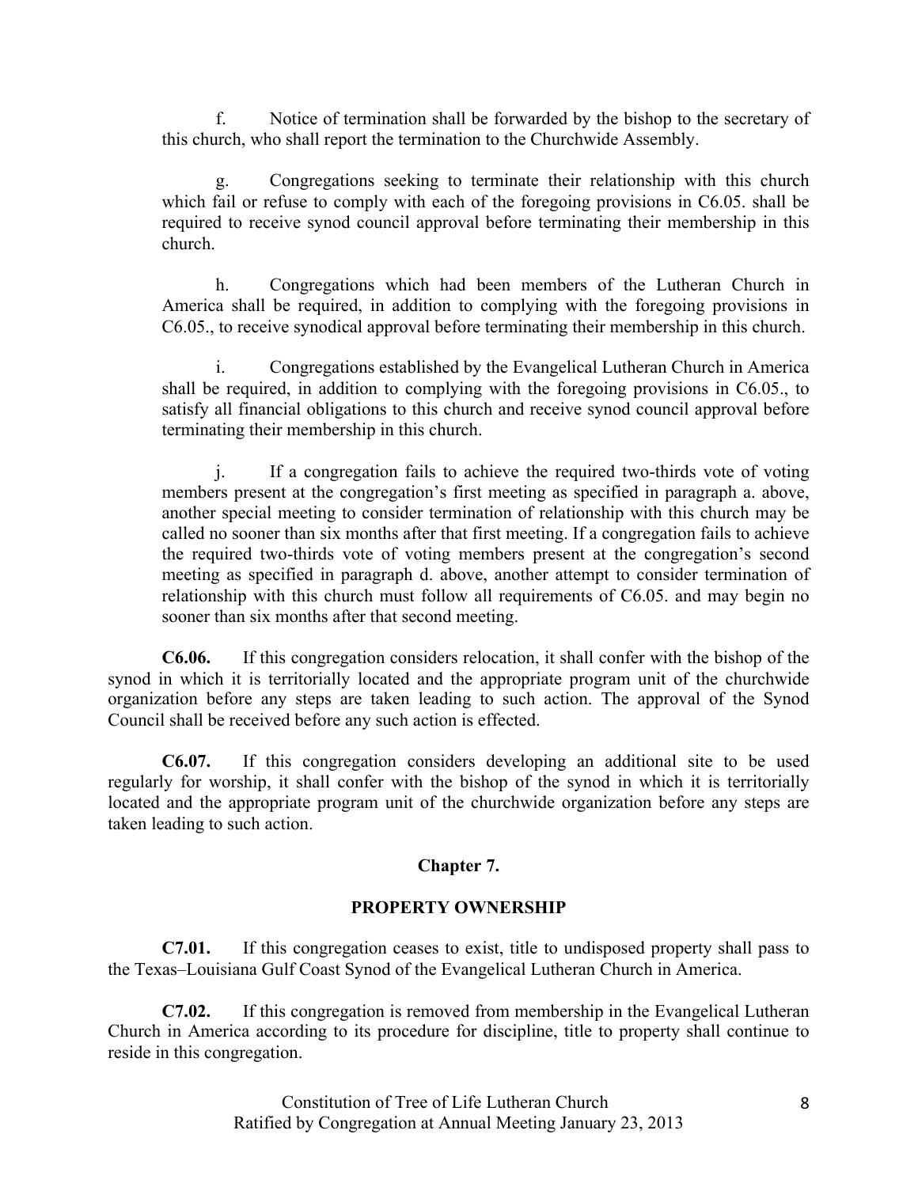f. Notice of termination shall be forwarded by the bishop to the secretary of this church, who shall report the termination to the Churchwide Assembly.

g. Congregations seeking to terminate their relationship with this church which fail or refuse to comply with each of the foregoing provisions in C6.05. shall be required to receive synod council approval before terminating their membership in this church.

h. Congregations which had been members of the Lutheran Church in America shall be required, in addition to complying with the foregoing provisions in C6.05., to receive synodical approval before terminating their membership in this church.

i. Congregations established by the Evangelical Lutheran Church in America shall be required, in addition to complying with the foregoing provisions in C6.05., to satisfy all financial obligations to this church and receive synod council approval before terminating their membership in this church.

j. If a congregation fails to achieve the required two-thirds vote of voting members present at the congregation's first meeting as specified in paragraph a. above, another special meeting to consider termination of relationship with this church may be called no sooner than six months after that first meeting. If a congregation fails to achieve the required two-thirds vote of voting members present at the congregation's second meeting as specified in paragraph d. above, another attempt to consider termination of relationship with this church must follow all requirements of C6.05. and may begin no sooner than six months after that second meeting.

**C6.06.** If this congregation considers relocation, it shall confer with the bishop of the synod in which it is territorially located and the appropriate program unit of the churchwide organization before any steps are taken leading to such action. The approval of the Synod Council shall be received before any such action is effected.

**C6.07.** If this congregation considers developing an additional site to be used regularly for worship, it shall confer with the bishop of the synod in which it is territorially located and the appropriate program unit of the churchwide organization before any steps are taken leading to such action.

## Chapter 7.

## PROPERTY OWNERSHIP

**C7.01.** If this congregation ceases to exist, title to undisposed property shall pass to the Texas–Louisiana Gulf Coast Synod of the Evangelical Lutheran Church in America.

**C7.02.** If this congregation is removed from membership in the Evangelical Lutheran Church in America according to its procedure for discipline, title to property shall continue to reside in this congregation.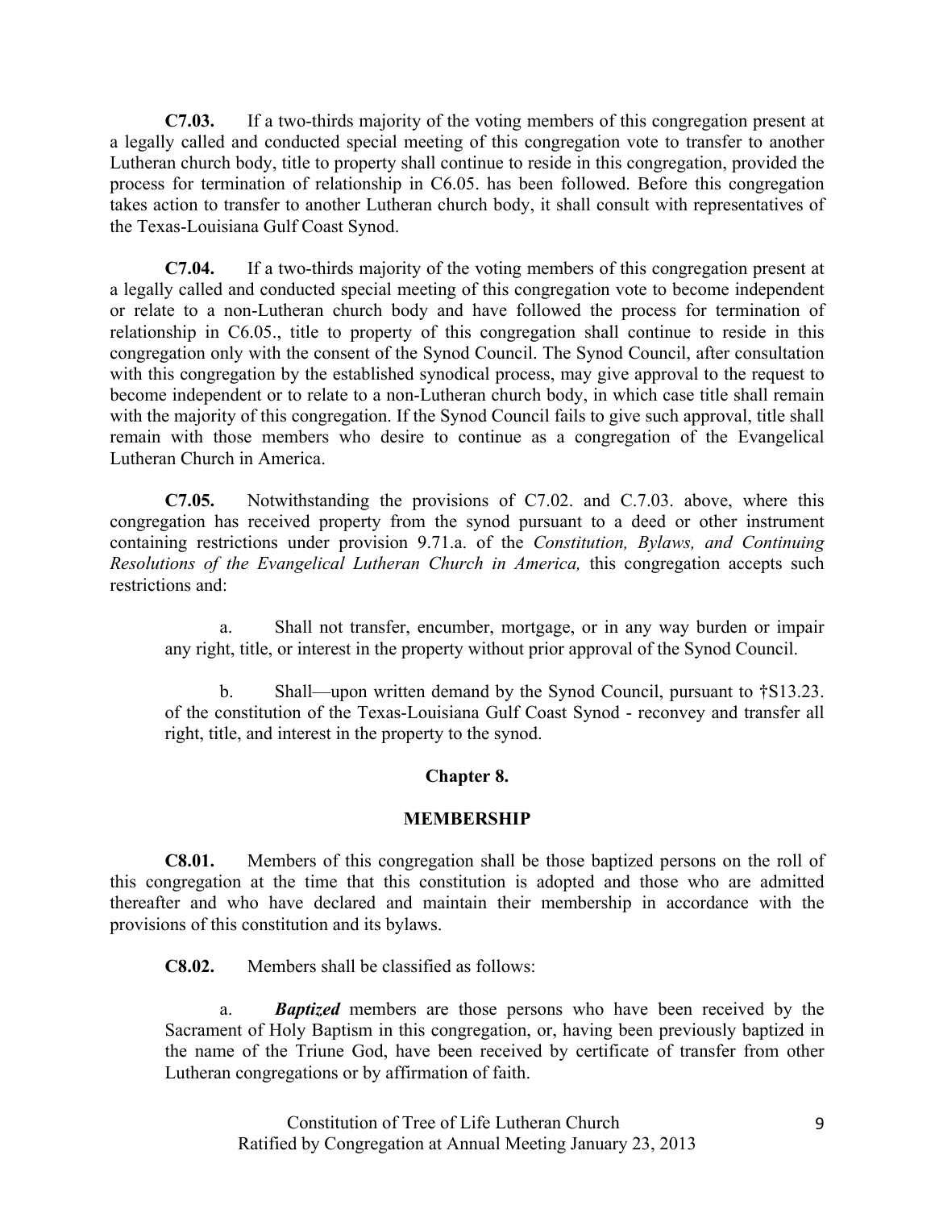**C7.03.** If a two-thirds majority of the voting members of this congregation present at a legally called and conducted special meeting of this congregation vote to transfer to another Lutheran church body, title to property shall continue to reside in this congregation, provided the process for termination of relationship in C6.05. has been followed. Before this congregation takes action to transfer to another Lutheran church body, it shall consult with representatives of the Texas-Louisiana Gulf Coast Synod.

**C7.04.** If a two-thirds majority of the voting members of this congregation present at a legally called and conducted special meeting of this congregation vote to become independent or relate to a non-Lutheran church body and have followed the process for termination of relationship in C6.05., title to property of this congregation shall continue to reside in this congregation only with the consent of the Synod Council. The Synod Council, after consultation with this congregation by the established synodical process, may give approval to the request to become independent or to relate to a non-Lutheran church body, in which case title shall remain with the majority of this congregation. If the Synod Council fails to give such approval, title shall remain with those members who desire to continue as a congregation of the Evangelical Lutheran Church in America.

**C7.05.** Notwithstanding the provisions of C7.02. and C.7.03. above, where this congregation has received property from the synod pursuant to a deed or other instrument containing restrictions under provision 9.71.a. of the *Constitution, Bylaws, and Continuing Resolutions of the Evangelical Lutheran Church in America,* this congregation accepts such restrictions and:

a. Shall not transfer, encumber, mortgage, or in any way burden or impair any right, title, or interest in the property without prior approval of the Synod Council.

b. Shall—upon written demand by the Synod Council, pursuant to †S13.23. of the constitution of the Texas-Louisiana Gulf Coast Synod - reconvey and transfer all right, title, and interest in the property to the synod.

## Chapter 8.

## MEMBERSHIP

**C8.01.** Members of this congregation shall be those baptized persons on the roll of this congregation at the time that this constitution is adopted and those who are admitted thereafter and who have declared and maintain their membership in accordance with the provisions of this constitution and its bylaws.

**C8.02.** Members shall be classified as follows:

a. ***Baptized*** members are those persons who have been received by the Sacrament of Holy Baptism in this congregation, or, having been previously baptized in the name of the Triune God, have been received by certificate of transfer from other Lutheran congregations or by affirmation of faith.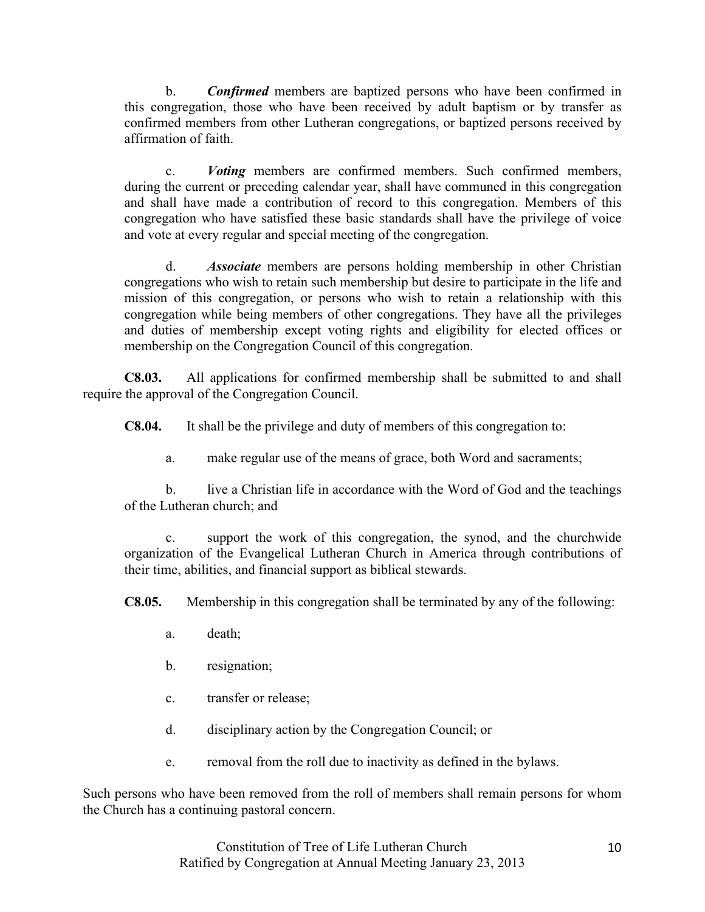b. ***Confirmed*** members are baptized persons who have been confirmed in this congregation, those who have been received by adult baptism or by transfer as confirmed members from other Lutheran congregations, or baptized persons received by affirmation of faith.

c. ***Voting*** members are confirmed members. Such confirmed members, during the current or preceding calendar year, shall have communed in this congregation and shall have made a contribution of record to this congregation. Members of this congregation who have satisfied these basic standards shall have the privilege of voice and vote at every regular and special meeting of the congregation.

d. ***Associate*** members are persons holding membership in other Christian congregations who wish to retain such membership but desire to participate in the life and mission of this congregation, or persons who wish to retain a relationship with this congregation while being members of other congregations. They have all the privileges and duties of membership except voting rights and eligibility for elected offices or membership on the Congregation Council of this congregation.

**C8.03.** All applications for confirmed membership shall be submitted to and shall require the approval of the Congregation Council.

**C8.04.** It shall be the privilege and duty of members of this congregation to:

a. make regular use of the means of grace, both Word and sacraments;

b. live a Christian life in accordance with the Word of God and the teachings of the Lutheran church; and

c. support the work of this congregation, the synod, and the churchwide organization of the Evangelical Lutheran Church in America through contributions of their time, abilities, and financial support as biblical stewards.

**C8.05.** Membership in this congregation shall be terminated by any of the following:

a. death;

b. resignation;

c. transfer or release;

d. disciplinary action by the Congregation Council; or

e. removal from the roll due to inactivity as defined in the bylaws.

Such persons who have been removed from the roll of members shall remain persons for whom the Church has a continuing pastoral concern.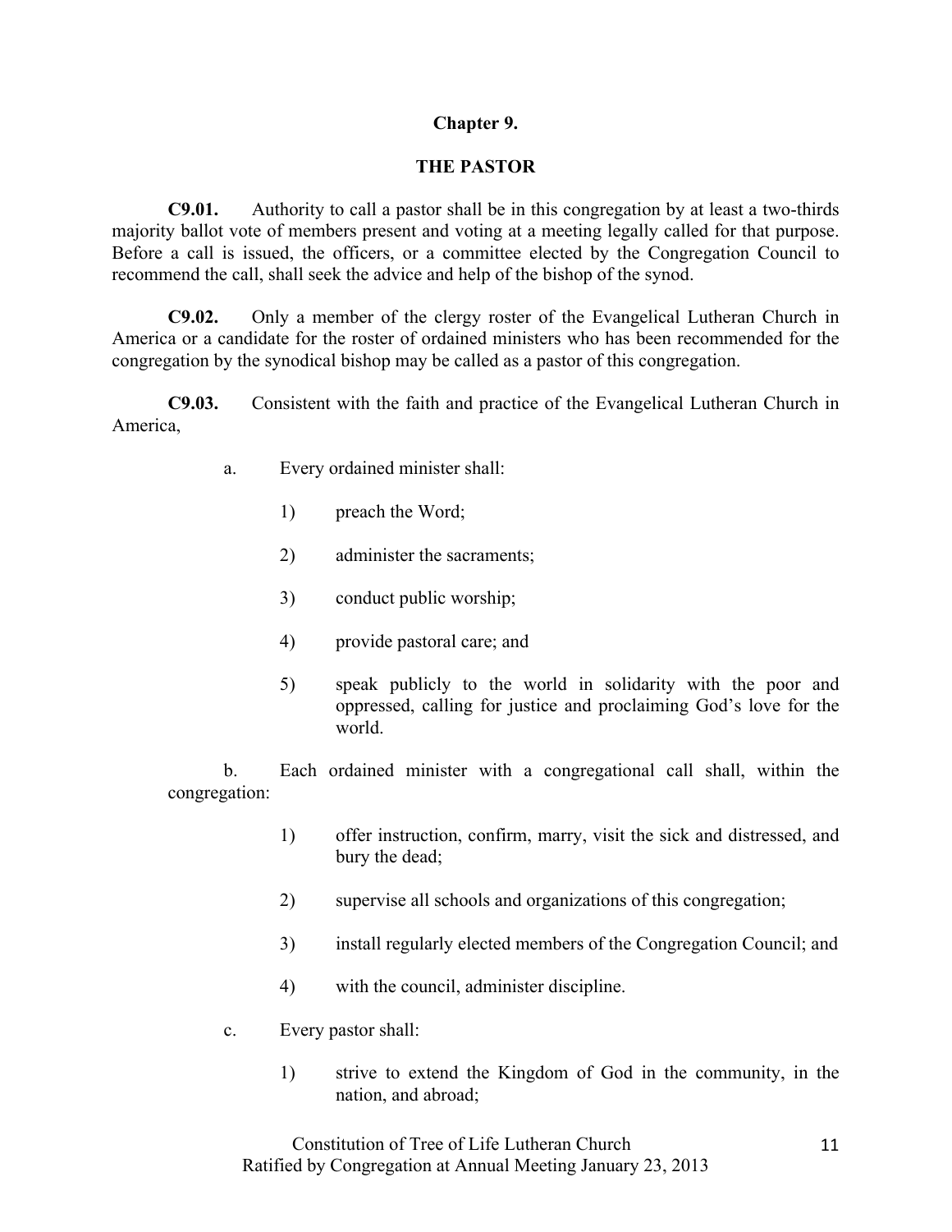## Chapter 9.

## THE PASTOR

**C9.01.** Authority to call a pastor shall be in this congregation by at least a two-thirds majority ballot vote of members present and voting at a meeting legally called for that purpose. Before a call is issued, the officers, or a committee elected by the Congregation Council to recommend the call, shall seek the advice and help of the bishop of the synod.

**C9.02.** Only a member of the clergy roster of the Evangelical Lutheran Church in America or a candidate for the roster of ordained ministers who has been recommended for the congregation by the synodical bishop may be called as a pastor of this congregation.

**C9.03.** Consistent with the faith and practice of the Evangelical Lutheran Church in America,

a. Every ordained minister shall:

1) preach the Word;

2) administer the sacraments;

3) conduct public worship;

4) provide pastoral care; and

5) speak publicly to the world in solidarity with the poor and oppressed, calling for justice and proclaiming God's love for the world.

b. Each ordained minister with a congregational call shall, within the congregation:

1) offer instruction, confirm, marry, visit the sick and distressed, and bury the dead;

2) supervise all schools and organizations of this congregation;

3) install regularly elected members of the Congregation Council; and

4) with the council, administer discipline.

c. Every pastor shall:

1) strive to extend the Kingdom of God in the community, in the nation, and abroad;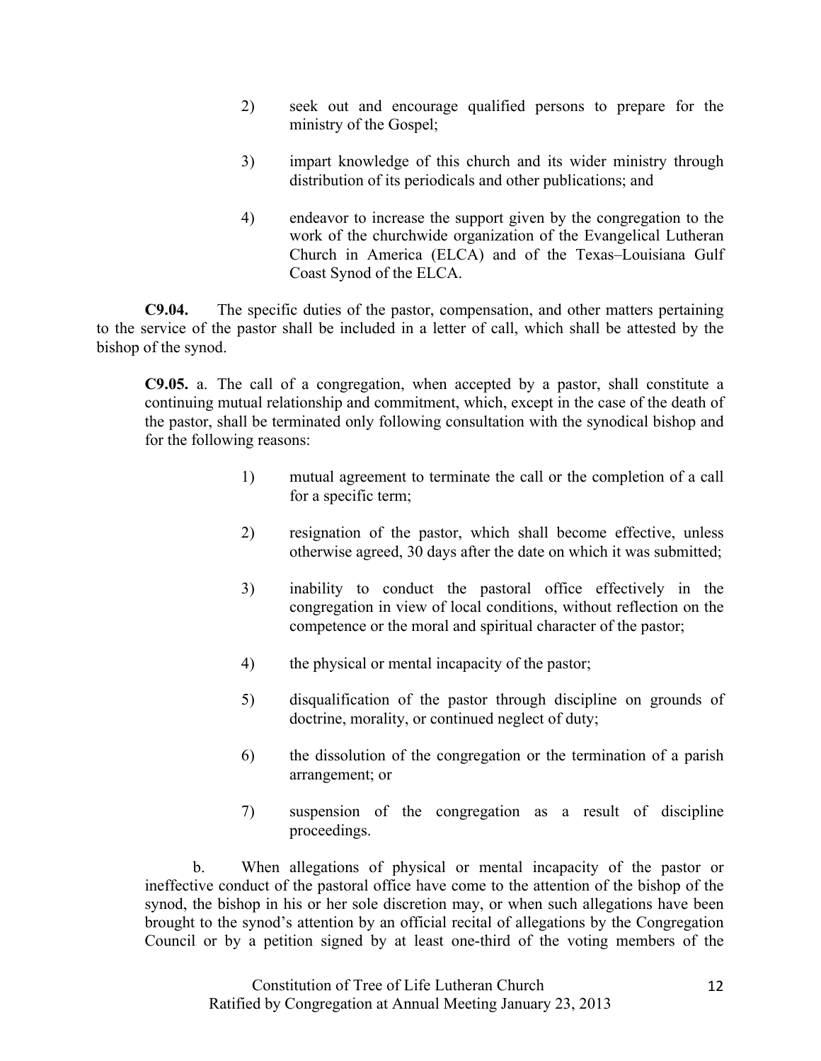2) seek out and encourage qualified persons to prepare for the ministry of the Gospel;

3) impart knowledge of this church and its wider ministry through distribution of its periodicals and other publications; and

4) endeavor to increase the support given by the congregation to the work of the churchwide organization of the Evangelical Lutheran Church in America (ELCA) and of the Texas–Louisiana Gulf Coast Synod of the ELCA.

**C9.04.** The specific duties of the pastor, compensation, and other matters pertaining to the service of the pastor shall be included in a letter of call, which shall be attested by the bishop of the synod.

**C9.05.** a. The call of a congregation, when accepted by a pastor, shall constitute a continuing mutual relationship and commitment, which, except in the case of the death of the pastor, shall be terminated only following consultation with the synodical bishop and for the following reasons:

1) mutual agreement to terminate the call or the completion of a call for a specific term;

2) resignation of the pastor, which shall become effective, unless otherwise agreed, 30 days after the date on which it was submitted;

3) inability to conduct the pastoral office effectively in the congregation in view of local conditions, without reflection on the competence or the moral and spiritual character of the pastor;

4) the physical or mental incapacity of the pastor;

5) disqualification of the pastor through discipline on grounds of doctrine, morality, or continued neglect of duty;

6) the dissolution of the congregation or the termination of a parish arrangement; or

7) suspension of the congregation as a result of discipline proceedings.

b. When allegations of physical or mental incapacity of the pastor or ineffective conduct of the pastoral office have come to the attention of the bishop of the synod, the bishop in his or her sole discretion may, or when such allegations have been brought to the synod's attention by an official recital of allegations by the Congregation Council or by a petition signed by at least one-third of the voting members of the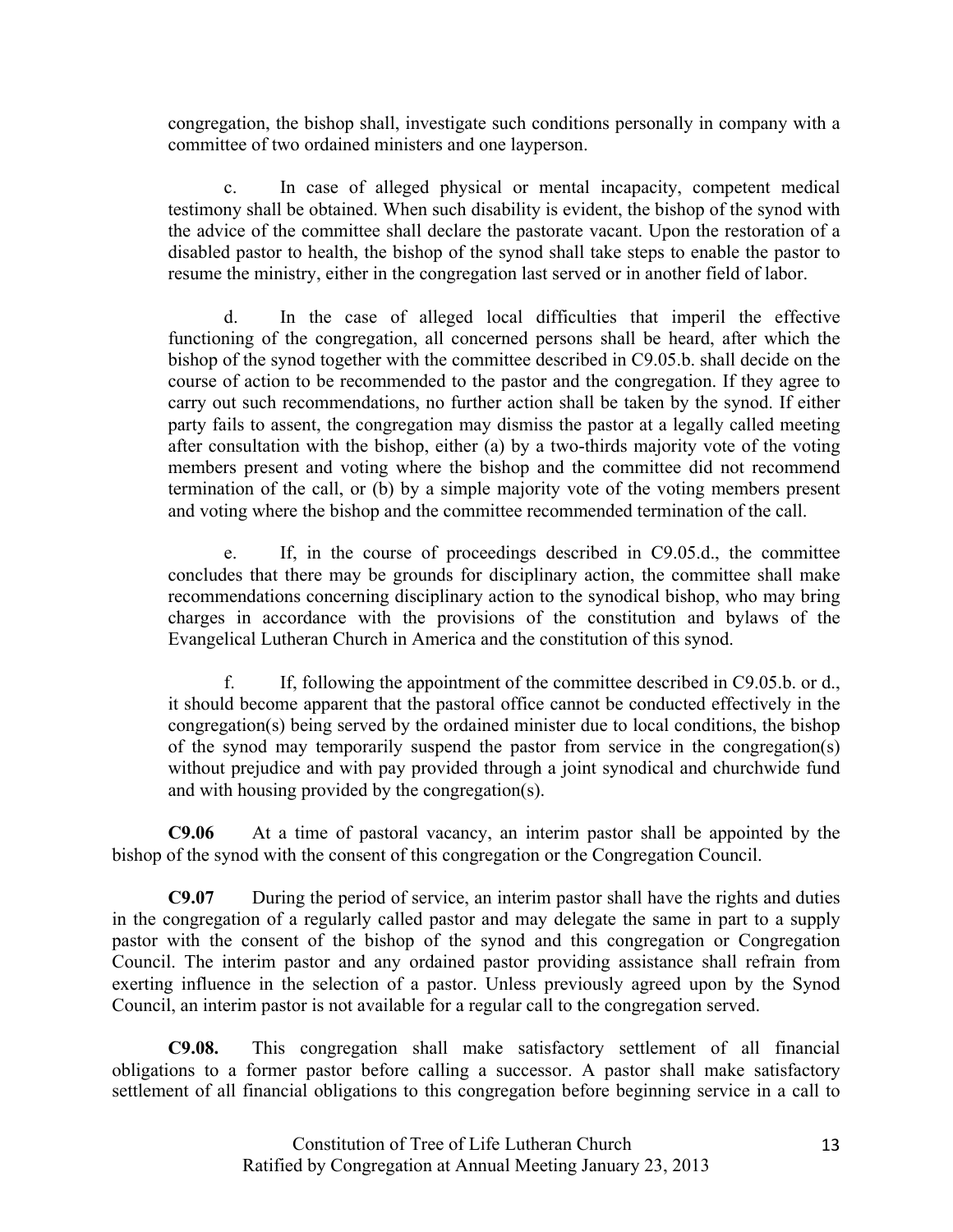congregation, the bishop shall, investigate such conditions personally in company with a committee of two ordained ministers and one layperson.

c. In case of alleged physical or mental incapacity, competent medical testimony shall be obtained. When such disability is evident, the bishop of the synod with the advice of the committee shall declare the pastorate vacant. Upon the restoration of a disabled pastor to health, the bishop of the synod shall take steps to enable the pastor to resume the ministry, either in the congregation last served or in another field of labor.

d. In the case of alleged local difficulties that imperil the effective functioning of the congregation, all concerned persons shall be heard, after which the bishop of the synod together with the committee described in C9.05.b. shall decide on the course of action to be recommended to the pastor and the congregation. If they agree to carry out such recommendations, no further action shall be taken by the synod. If either party fails to assent, the congregation may dismiss the pastor at a legally called meeting after consultation with the bishop, either (a) by a two-thirds majority vote of the voting members present and voting where the bishop and the committee did not recommend termination of the call, or (b) by a simple majority vote of the voting members present and voting where the bishop and the committee recommended termination of the call.

e. If, in the course of proceedings described in C9.05.d., the committee concludes that there may be grounds for disciplinary action, the committee shall make recommendations concerning disciplinary action to the synodical bishop, who may bring charges in accordance with the provisions of the constitution and bylaws of the Evangelical Lutheran Church in America and the constitution of this synod.

f. If, following the appointment of the committee described in C9.05.b. or d., it should become apparent that the pastoral office cannot be conducted effectively in the congregation(s) being served by the ordained minister due to local conditions, the bishop of the synod may temporarily suspend the pastor from service in the congregation(s) without prejudice and with pay provided through a joint synodical and churchwide fund and with housing provided by the congregation(s).

**C9.06** At a time of pastoral vacancy, an interim pastor shall be appointed by the bishop of the synod with the consent of this congregation or the Congregation Council.

**C9.07** During the period of service, an interim pastor shall have the rights and duties in the congregation of a regularly called pastor and may delegate the same in part to a supply pastor with the consent of the bishop of the synod and this congregation or Congregation Council. The interim pastor and any ordained pastor providing assistance shall refrain from exerting influence in the selection of a pastor. Unless previously agreed upon by the Synod Council, an interim pastor is not available for a regular call to the congregation served.

**C9.08.** This congregation shall make satisfactory settlement of all financial obligations to a former pastor before calling a successor. A pastor shall make satisfactory settlement of all financial obligations to this congregation before beginning service in a call to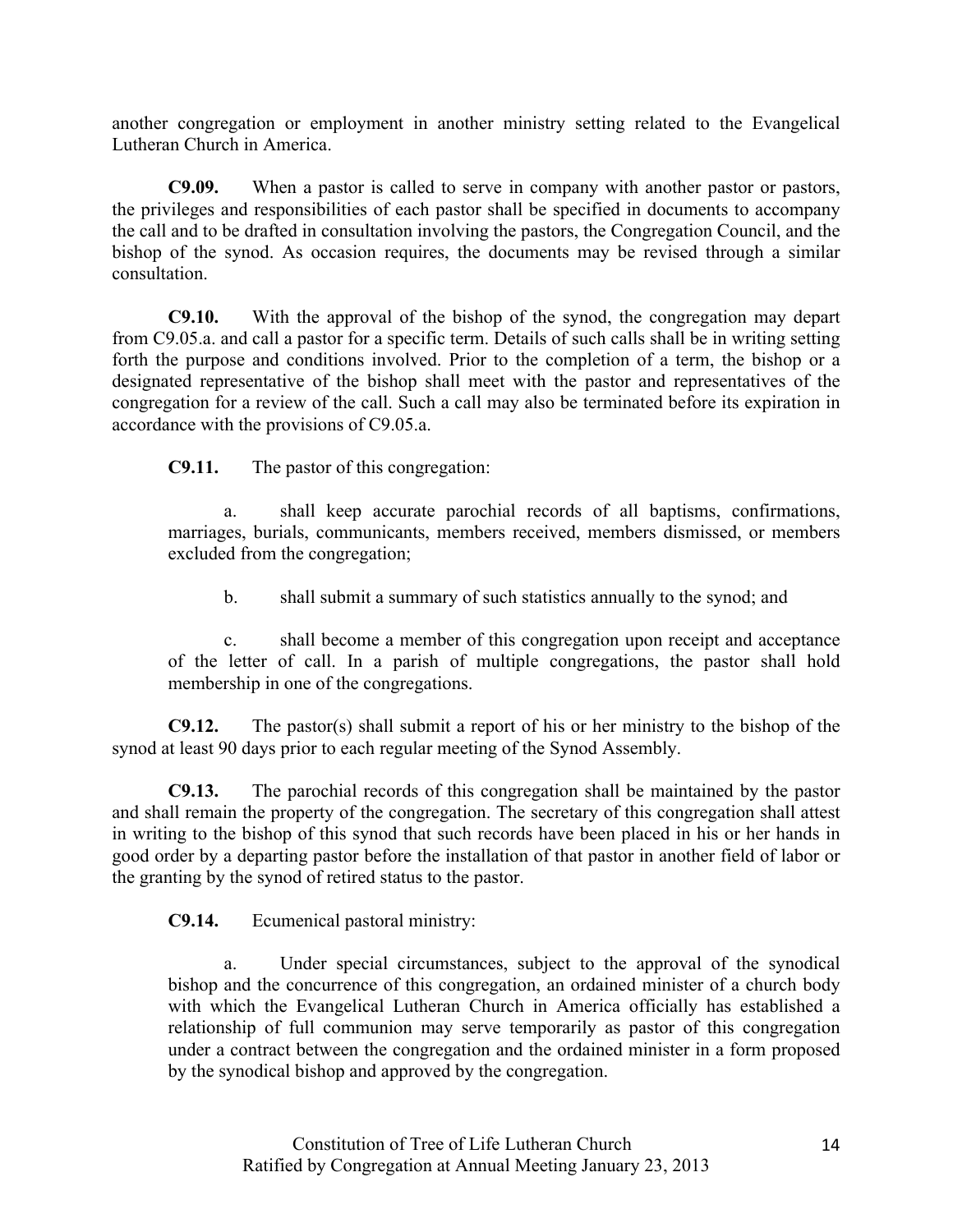another congregation or employment in another ministry setting related to the Evangelical Lutheran Church in America.

**C9.09.** When a pastor is called to serve in company with another pastor or pastors, the privileges and responsibilities of each pastor shall be specified in documents to accompany the call and to be drafted in consultation involving the pastors, the Congregation Council, and the bishop of the synod. As occasion requires, the documents may be revised through a similar consultation.

**C9.10.** With the approval of the bishop of the synod, the congregation may depart from C9.05.a. and call a pastor for a specific term. Details of such calls shall be in writing setting forth the purpose and conditions involved. Prior to the completion of a term, the bishop or a designated representative of the bishop shall meet with the pastor and representatives of the congregation for a review of the call. Such a call may also be terminated before its expiration in accordance with the provisions of C9.05.a.

**C9.11.** The pastor of this congregation:

a. shall keep accurate parochial records of all baptisms, confirmations, marriages, burials, communicants, members received, members dismissed, or members excluded from the congregation;

b. shall submit a summary of such statistics annually to the synod; and

c. shall become a member of this congregation upon receipt and acceptance of the letter of call. In a parish of multiple congregations, the pastor shall hold membership in one of the congregations.

**C9.12.** The pastor(s) shall submit a report of his or her ministry to the bishop of the synod at least 90 days prior to each regular meeting of the Synod Assembly.

**C9.13.** The parochial records of this congregation shall be maintained by the pastor and shall remain the property of the congregation. The secretary of this congregation shall attest in writing to the bishop of this synod that such records have been placed in his or her hands in good order by a departing pastor before the installation of that pastor in another field of labor or the granting by the synod of retired status to the pastor.

**C9.14.** Ecumenical pastoral ministry:

a. Under special circumstances, subject to the approval of the synodical bishop and the concurrence of this congregation, an ordained minister of a church body with which the Evangelical Lutheran Church in America officially has established a relationship of full communion may serve temporarily as pastor of this congregation under a contract between the congregation and the ordained minister in a form proposed by the synodical bishop and approved by the congregation.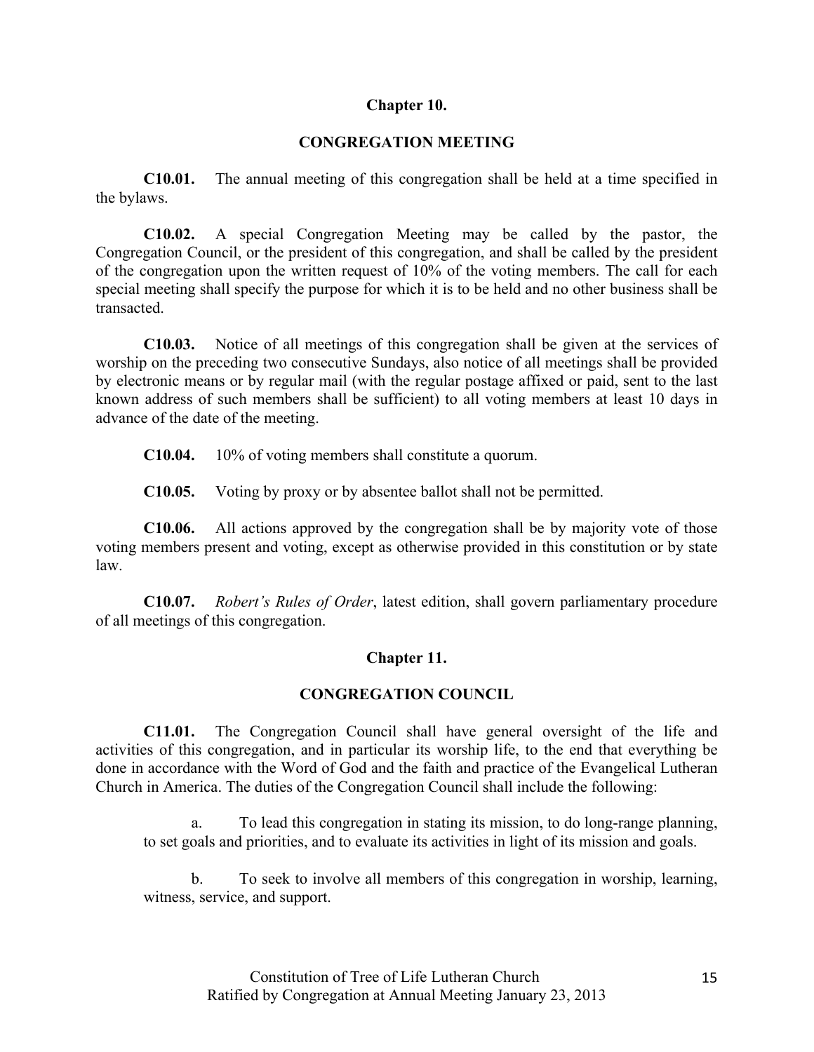## Chapter 10.

## CONGREGATION MEETING

**C10.01.** The annual meeting of this congregation shall be held at a time specified in the bylaws.

**C10.02.** A special Congregation Meeting may be called by the pastor, the Congregation Council, or the president of this congregation, and shall be called by the president of the congregation upon the written request of 10% of the voting members. The call for each special meeting shall specify the purpose for which it is to be held and no other business shall be transacted.

**C10.03.** Notice of all meetings of this congregation shall be given at the services of worship on the preceding two consecutive Sundays, also notice of all meetings shall be provided by electronic means or by regular mail (with the regular postage affixed or paid, sent to the last known address of such members shall be sufficient) to all voting members at least 10 days in advance of the date of the meeting.

**C10.04.** 10% of voting members shall constitute a quorum.

**C10.05.** Voting by proxy or by absentee ballot shall not be permitted.

**C10.06.** All actions approved by the congregation shall be by majority vote of those voting members present and voting, except as otherwise provided in this constitution or by state law.

**C10.07.** *Robert's Rules of Order*, latest edition, shall govern parliamentary procedure of all meetings of this congregation.

## Chapter 11.

## CONGREGATION COUNCIL

**C11.01.** The Congregation Council shall have general oversight of the life and activities of this congregation, and in particular its worship life, to the end that everything be done in accordance with the Word of God and the faith and practice of the Evangelical Lutheran Church in America. The duties of the Congregation Council shall include the following:

a. To lead this congregation in stating its mission, to do long-range planning, to set goals and priorities, and to evaluate its activities in light of its mission and goals.

b. To seek to involve all members of this congregation in worship, learning, witness, service, and support.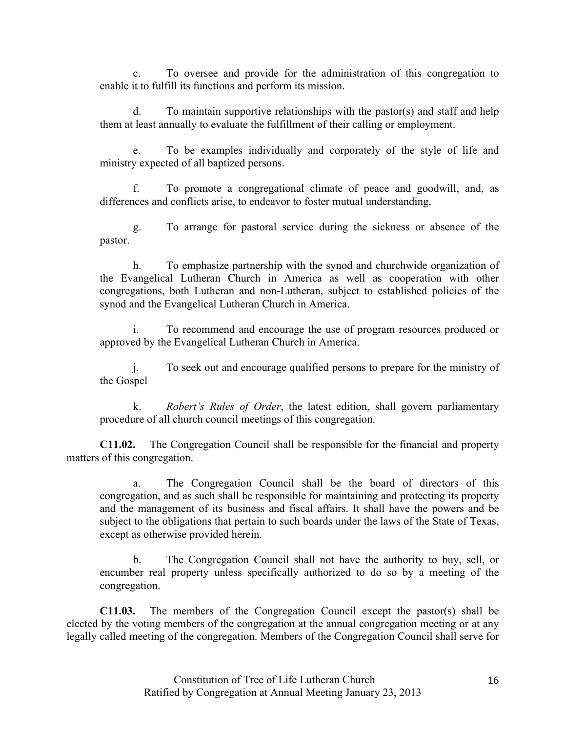c. To oversee and provide for the administration of this congregation to enable it to fulfill its functions and perform its mission.

d. To maintain supportive relationships with the pastor(s) and staff and help them at least annually to evaluate the fulfillment of their calling or employment.

e. To be examples individually and corporately of the style of life and ministry expected of all baptized persons.

f. To promote a congregational climate of peace and goodwill, and, as differences and conflicts arise, to endeavor to foster mutual understanding.

g. To arrange for pastoral service during the sickness or absence of the pastor.

h. To emphasize partnership with the synod and churchwide organization of the Evangelical Lutheran Church in America as well as cooperation with other congregations, both Lutheran and non-Lutheran, subject to established policies of the synod and the Evangelical Lutheran Church in America.

i. To recommend and encourage the use of program resources produced or approved by the Evangelical Lutheran Church in America.

j. To seek out and encourage qualified persons to prepare for the ministry of the Gospel

k. *Robert's Rules of Order*, the latest edition, shall govern parliamentary procedure of all church council meetings of this congregation.

**C11.02.** The Congregation Council shall be responsible for the financial and property matters of this congregation.

a. The Congregation Council shall be the board of directors of this congregation, and as such shall be responsible for maintaining and protecting its property and the management of its business and fiscal affairs. It shall have the powers and be subject to the obligations that pertain to such boards under the laws of the State of Texas, except as otherwise provided herein.

b. The Congregation Council shall not have the authority to buy, sell, or encumber real property unless specifically authorized to do so by a meeting of the congregation.

**C11.03.** The members of the Congregation Council except the pastor(s) shall be elected by the voting members of the congregation at the annual congregation meeting or at any legally called meeting of the congregation. Members of the Congregation Council shall serve for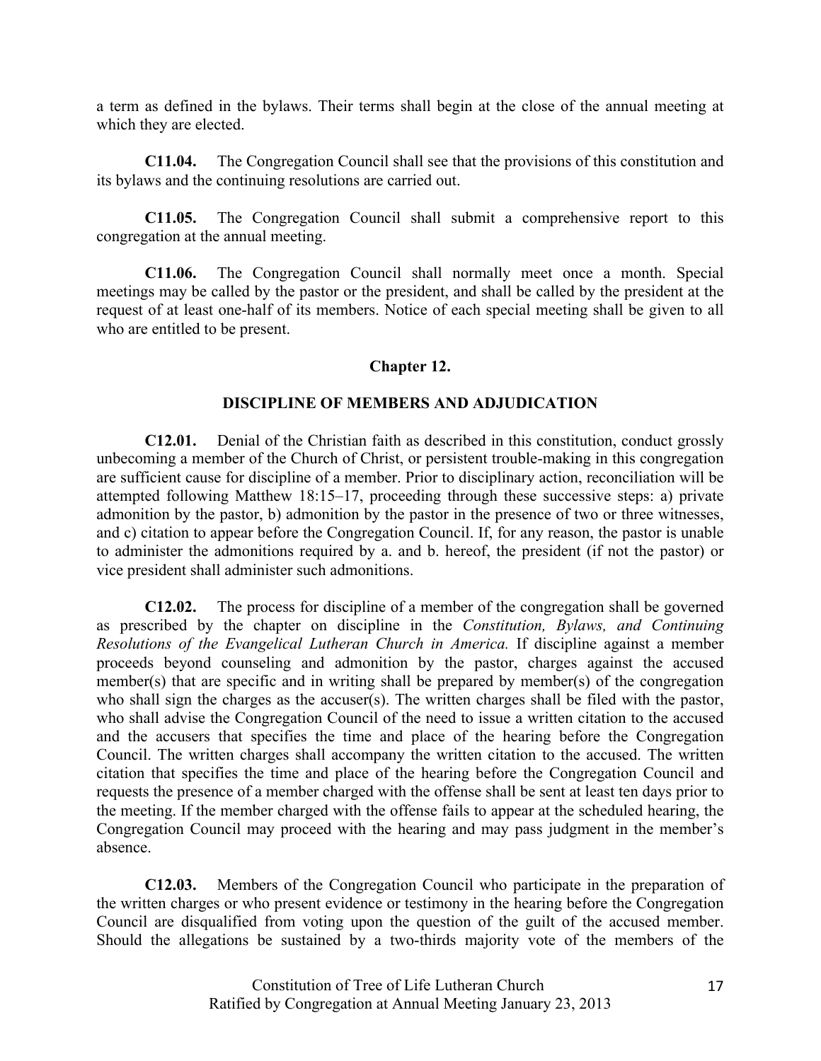a term as defined in the bylaws. Their terms shall begin at the close of the annual meeting at which they are elected.

**C11.04.** The Congregation Council shall see that the provisions of this constitution and its bylaws and the continuing resolutions are carried out.

**C11.05.** The Congregation Council shall submit a comprehensive report to this congregation at the annual meeting.

**C11.06.** The Congregation Council shall normally meet once a month. Special meetings may be called by the pastor or the president, and shall be called by the president at the request of at least one-half of its members. Notice of each special meeting shall be given to all who are entitled to be present.

## Chapter 12.

## DISCIPLINE OF MEMBERS AND ADJUDICATION

**C12.01.** Denial of the Christian faith as described in this constitution, conduct grossly unbecoming a member of the Church of Christ, or persistent trouble-making in this congregation are sufficient cause for discipline of a member. Prior to disciplinary action, reconciliation will be attempted following Matthew 18:15–17, proceeding through these successive steps: a) private admonition by the pastor, b) admonition by the pastor in the presence of two or three witnesses, and c) citation to appear before the Congregation Council. If, for any reason, the pastor is unable to administer the admonitions required by a. and b. hereof, the president (if not the pastor) or vice president shall administer such admonitions.

**C12.02.** The process for discipline of a member of the congregation shall be governed as prescribed by the chapter on discipline in the *Constitution, Bylaws, and Continuing Resolutions of the Evangelical Lutheran Church in America.* If discipline against a member proceeds beyond counseling and admonition by the pastor, charges against the accused member(s) that are specific and in writing shall be prepared by member(s) of the congregation who shall sign the charges as the accuser(s). The written charges shall be filed with the pastor, who shall advise the Congregation Council of the need to issue a written citation to the accused and the accusers that specifies the time and place of the hearing before the Congregation Council. The written charges shall accompany the written citation to the accused. The written citation that specifies the time and place of the hearing before the Congregation Council and requests the presence of a member charged with the offense shall be sent at least ten days prior to the meeting. If the member charged with the offense fails to appear at the scheduled hearing, the Congregation Council may proceed with the hearing and may pass judgment in the member's absence.

**C12.03.** Members of the Congregation Council who participate in the preparation of the written charges or who present evidence or testimony in the hearing before the Congregation Council are disqualified from voting upon the question of the guilt of the accused member. Should the allegations be sustained by a two-thirds majority vote of the members of the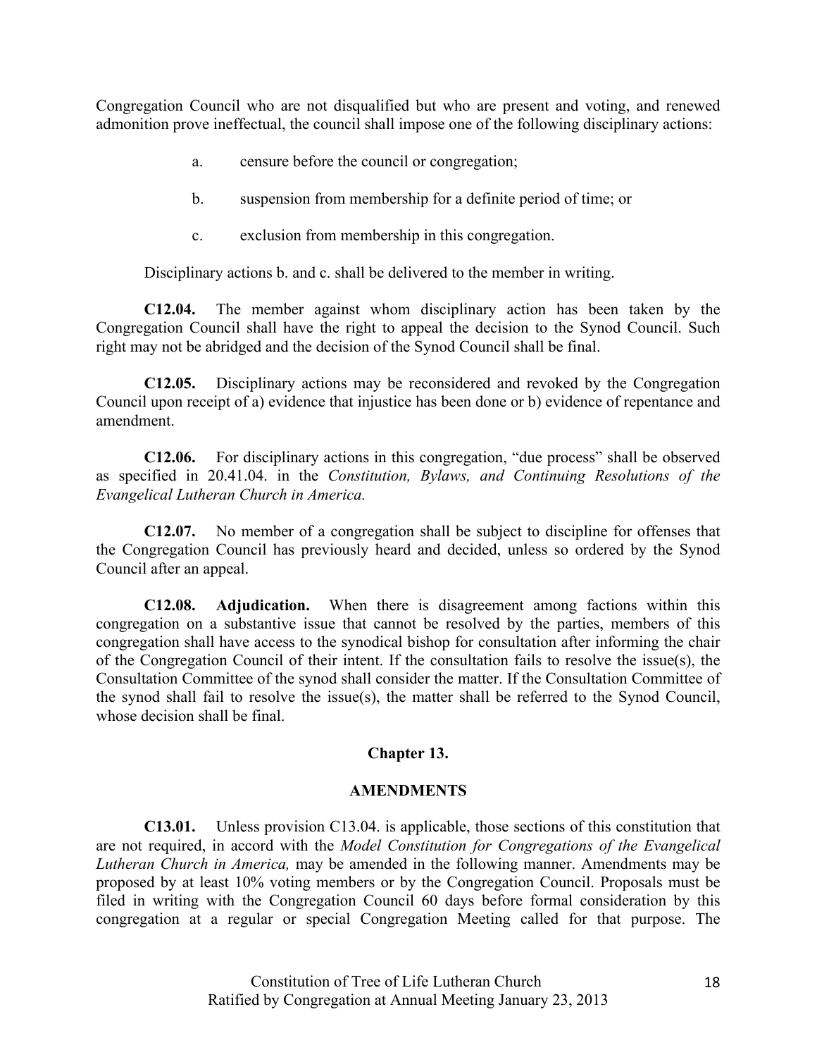Congregation Council who are not disqualified but who are present and voting, and renewed admonition prove ineffectual, the council shall impose one of the following disciplinary actions:

a. censure before the council or congregation;

b. suspension from membership for a definite period of time; or

c. exclusion from membership in this congregation.

Disciplinary actions b. and c. shall be delivered to the member in writing.

**C12.04.** The member against whom disciplinary action has been taken by the Congregation Council shall have the right to appeal the decision to the Synod Council. Such right may not be abridged and the decision of the Synod Council shall be final.

**C12.05.** Disciplinary actions may be reconsidered and revoked by the Congregation Council upon receipt of a) evidence that injustice has been done or b) evidence of repentance and amendment.

**C12.06.** For disciplinary actions in this congregation, "due process" shall be observed as specified in 20.41.04. in the *Constitution, Bylaws, and Continuing Resolutions of the Evangelical Lutheran Church in America.*

**C12.07.** No member of a congregation shall be subject to discipline for offenses that the Congregation Council has previously heard and decided, unless so ordered by the Synod Council after an appeal.

**C12.08. Adjudication.** When there is disagreement among factions within this congregation on a substantive issue that cannot be resolved by the parties, members of this congregation shall have access to the synodical bishop for consultation after informing the chair of the Congregation Council of their intent. If the consultation fails to resolve the issue(s), the Consultation Committee of the synod shall consider the matter. If the Consultation Committee of the synod shall fail to resolve the issue(s), the matter shall be referred to the Synod Council, whose decision shall be final.

## Chapter 13.

## AMENDMENTS

**C13.01.** Unless provision C13.04. is applicable, those sections of this constitution that are not required, in accord with the *Model Constitution for Congregations of the Evangelical Lutheran Church in America,* may be amended in the following manner. Amendments may be proposed by at least 10% voting members or by the Congregation Council. Proposals must be filed in writing with the Congregation Council 60 days before formal consideration by this congregation at a regular or special Congregation Meeting called for that purpose. The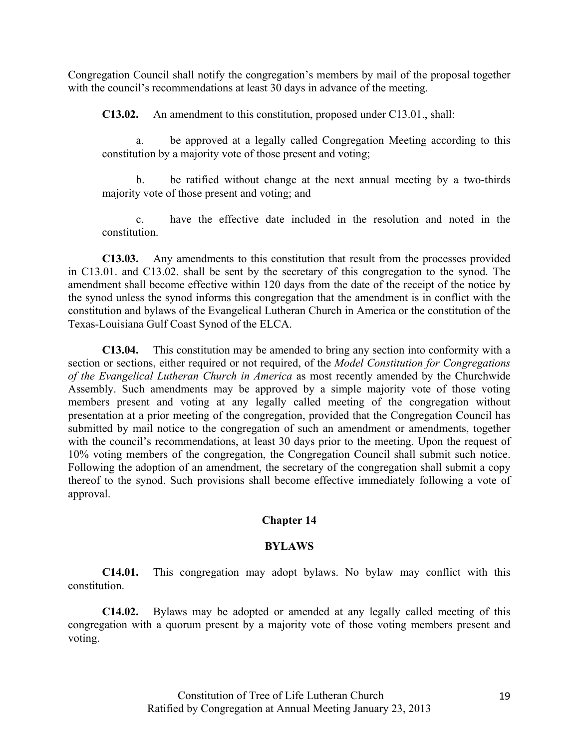Congregation Council shall notify the congregation's members by mail of the proposal together with the council's recommendations at least 30 days in advance of the meeting.

**C13.02.** An amendment to this constitution, proposed under C13.01., shall:

a. be approved at a legally called Congregation Meeting according to this constitution by a majority vote of those present and voting;

b. be ratified without change at the next annual meeting by a two-thirds majority vote of those present and voting; and

c. have the effective date included in the resolution and noted in the constitution.

**C13.03.** Any amendments to this constitution that result from the processes provided in C13.01. and C13.02. shall be sent by the secretary of this congregation to the synod. The amendment shall become effective within 120 days from the date of the receipt of the notice by the synod unless the synod informs this congregation that the amendment is in conflict with the constitution and bylaws of the Evangelical Lutheran Church in America or the constitution of the Texas-Louisiana Gulf Coast Synod of the ELCA.

**C13.04.** This constitution may be amended to bring any section into conformity with a section or sections, either required or not required, of the *Model Constitution for Congregations of the Evangelical Lutheran Church in America* as most recently amended by the Churchwide Assembly. Such amendments may be approved by a simple majority vote of those voting members present and voting at any legally called meeting of the congregation without presentation at a prior meeting of the congregation, provided that the Congregation Council has submitted by mail notice to the congregation of such an amendment or amendments, together with the council's recommendations, at least 30 days prior to the meeting. Upon the request of 10% voting members of the congregation, the Congregation Council shall submit such notice. Following the adoption of an amendment, the secretary of the congregation shall submit a copy thereof to the synod. Such provisions shall become effective immediately following a vote of approval.

## Chapter 14

## BYLAWS

**C14.01.** This congregation may adopt bylaws. No bylaw may conflict with this constitution.

**C14.02.** Bylaws may be adopted or amended at any legally called meeting of this congregation with a quorum present by a majority vote of those voting members present and voting.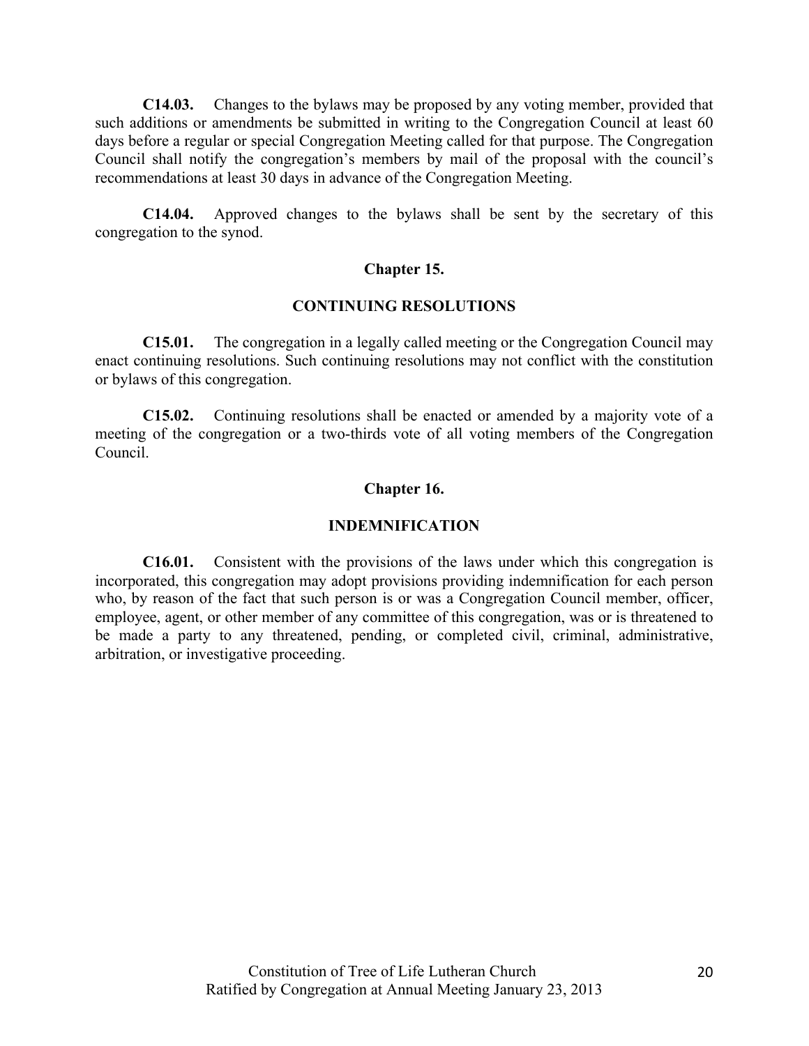**C14.03.** Changes to the bylaws may be proposed by any voting member, provided that such additions or amendments be submitted in writing to the Congregation Council at least 60 days before a regular or special Congregation Meeting called for that purpose. The Congregation Council shall notify the congregation's members by mail of the proposal with the council's recommendations at least 30 days in advance of the Congregation Meeting.

**C14.04.** Approved changes to the bylaws shall be sent by the secretary of this congregation to the synod.

## Chapter 15.

## CONTINUING RESOLUTIONS

**C15.01.** The congregation in a legally called meeting or the Congregation Council may enact continuing resolutions. Such continuing resolutions may not conflict with the constitution or bylaws of this congregation.

**C15.02.** Continuing resolutions shall be enacted or amended by a majority vote of a meeting of the congregation or a two-thirds vote of all voting members of the Congregation Council.

## Chapter 16.

## INDEMNIFICATION

**C16.01.** Consistent with the provisions of the laws under which this congregation is incorporated, this congregation may adopt provisions providing indemnification for each person who, by reason of the fact that such person is or was a Congregation Council member, officer, employee, agent, or other member of any committee of this congregation, was or is threatened to be made a party to any threatened, pending, or completed civil, criminal, administrative, arbitration, or investigative proceeding.